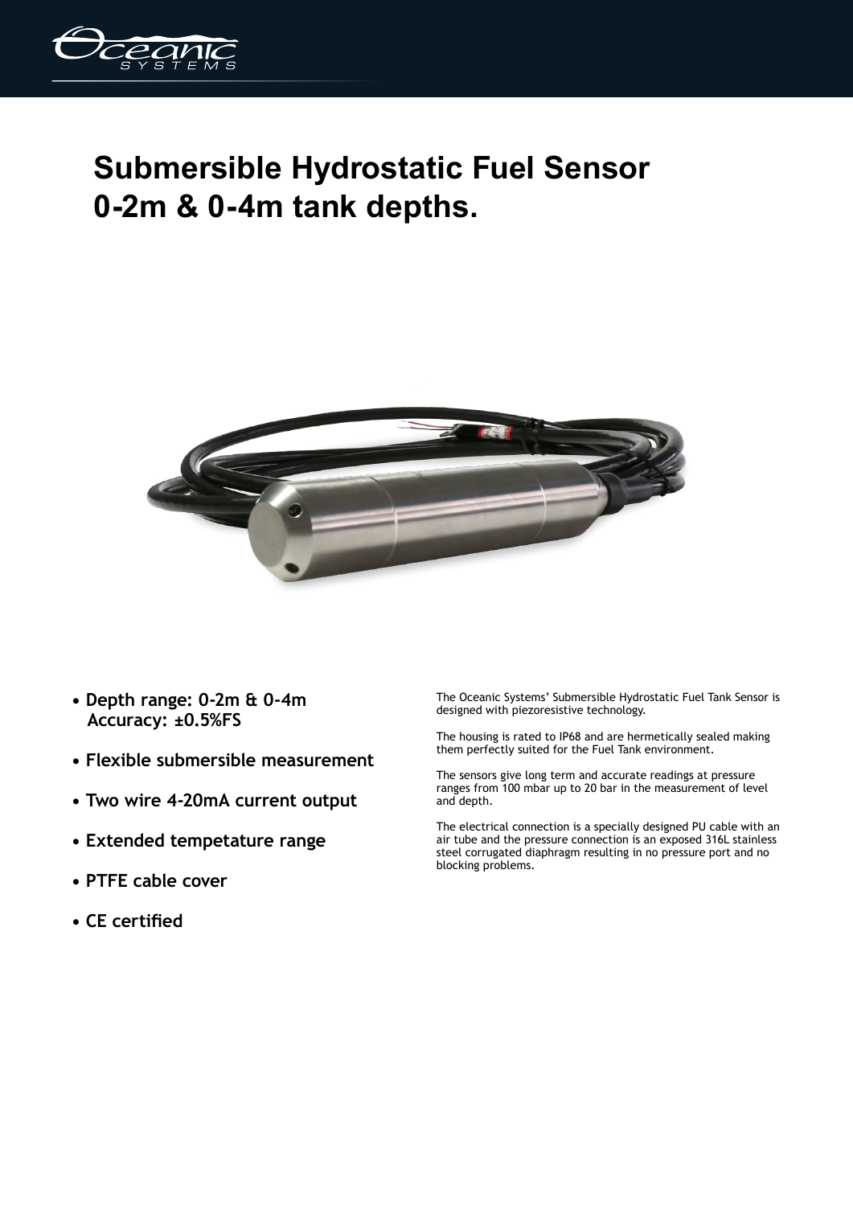# Submersible Hydrostatic Fuel Sensor 0-2m & 0-4m tank depths.

- **Depth range: 0-2m & 0-4m**
  **Accuracy: ±0.5%FS**
- **Flexible submersible measurement**
- **Two wire 4-20mA current output**
- **Extended tempetature range**
- **PTFE cable cover**
- **CE certified**

The Oceanic Systems' Submersible Hydrostatic Fuel Tank Sensor is designed with piezoresistive technology.

The housing is rated to IP68 and are hermetically sealed making them perfectly suited for the Fuel Tank environment.

The sensors give long term and accurate readings at pressure ranges from 100 mbar up to 20 bar in the measurement of level and depth.

The electrical connection is a specially designed PU cable with an air tube and the pressure connection is an exposed 316L stainless steel corrugated diaphragm resulting in no pressure port and no blocking problems.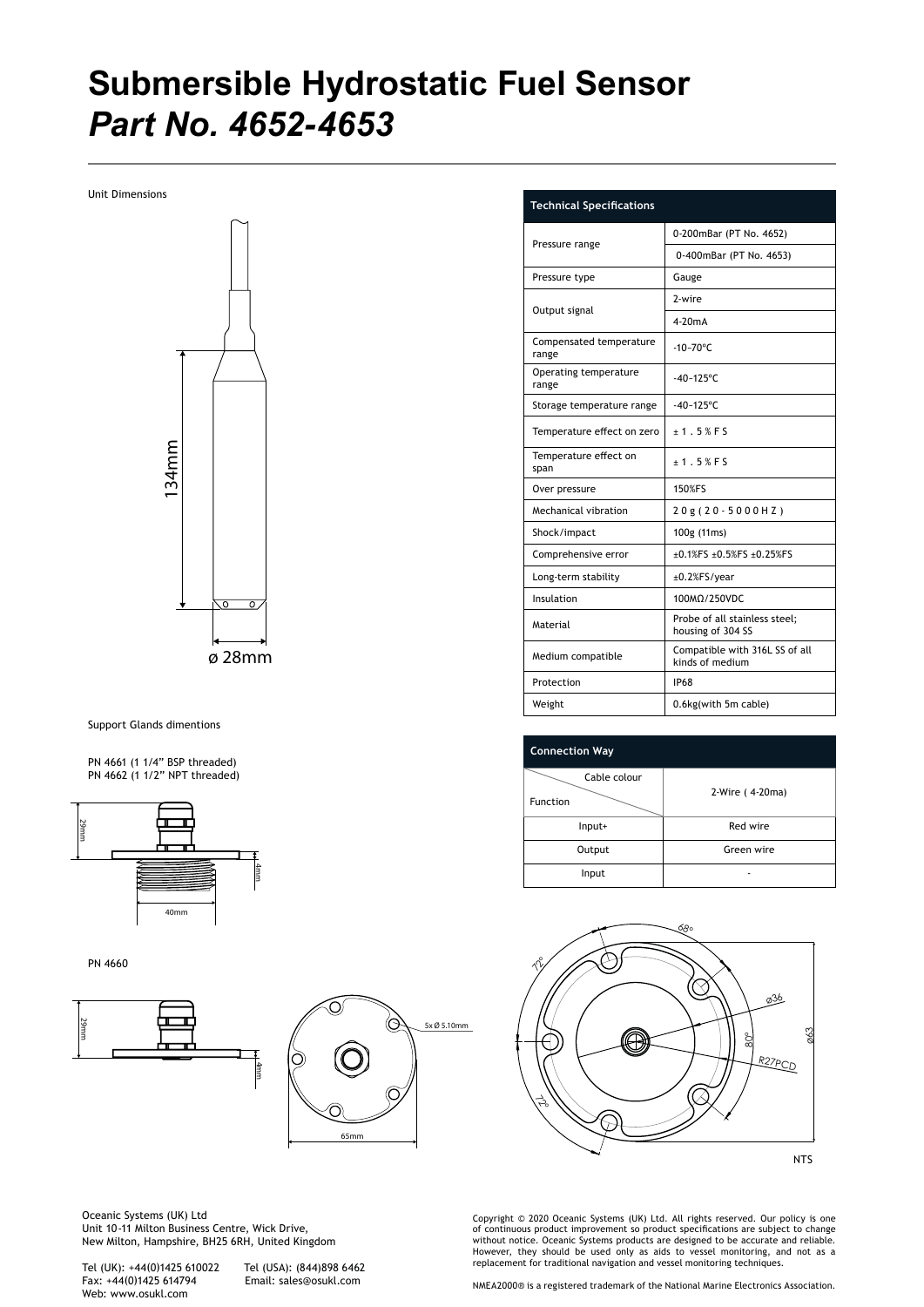# Submersible Hydrostatic Fuel Sensor
## *Part No. 4652-4653*

Unit Dimensions

134mm

ø 28mm

| Technical Specifications | |
|---|---|
| Pressure range | 0-200mBar (PT No. 4652) |
| | 0-400mBar (PT No. 4653) |
| Pressure type | Gauge |
| Output signal | 2-wire |
| | 4-20mA |
| Compensated temperature range | -10-70°C |
| Operating temperature range | -40~125°C |
| Storage temperature range | -40~125°C |
| Temperature effect on zero | ± 1 . 5 % F S |
| Temperature effect on span | ± 1 . 5 % F S |
| Over pressure | 150%FS |
| Mechanical vibration | 2 0 g ( 2 0 - 5 0 0 0 H Z ) |
| Shock/impact | 100g (11ms) |
| Comprehensive error | ±0.1%FS ±0.5%FS ±0.25%FS |
| Long-term stability | ±0.2%FS/year |
| Insulation | 100MΩ/250VDC |
| Material | Probe of all stainless steel; housing of 304 SS |
| Medium compatible | Compatible with 316L SS of all kinds of medium |
| Protection | IP68 |
| Weight | 0.6kg(with 5m cable) |

Support Glands dimentions

PN 4661 (1 1/4" BSP threaded)
PN 4662 (1 1/2" NPT threaded)

29mm

4mm

40mm

| Connection Way | |
|---|---|
| Cable colour / Function | 2-Wire ( 4-20ma) |
| Input+ | Red wire |
| Output | Green wire |
| Input | - |

PN 4660

29mm

4mm

5x Ø 5.10mm

65mm

68°

72°

ø36

ø63

80°

R27PCD

72°

NTS

Oceanic Systems (UK) Ltd
Unit 10-11 Milton Business Centre, Wick Drive,
New Milton, Hampshire, BH25 6RH, United Kingdom

Tel (UK): +44(0)1425 610022
Fax: +44(0)1425 614794
Web: www.osukl.com

Tel (USA): (844)898 6462
Email: sales@osukl.com

Copyright © 2020 Oceanic Systems (UK) Ltd. All rights reserved. Our policy is one of continuous product improvement so product specifications are subject to change without notice. Oceanic Systems products are designed to be accurate and reliable. However, they should be used only as aids to vessel monitoring, and not as a replacement for traditional navigation and vessel monitoring techniques.

NMEA2000® is a registered trademark of the National Marine Electronics Association.